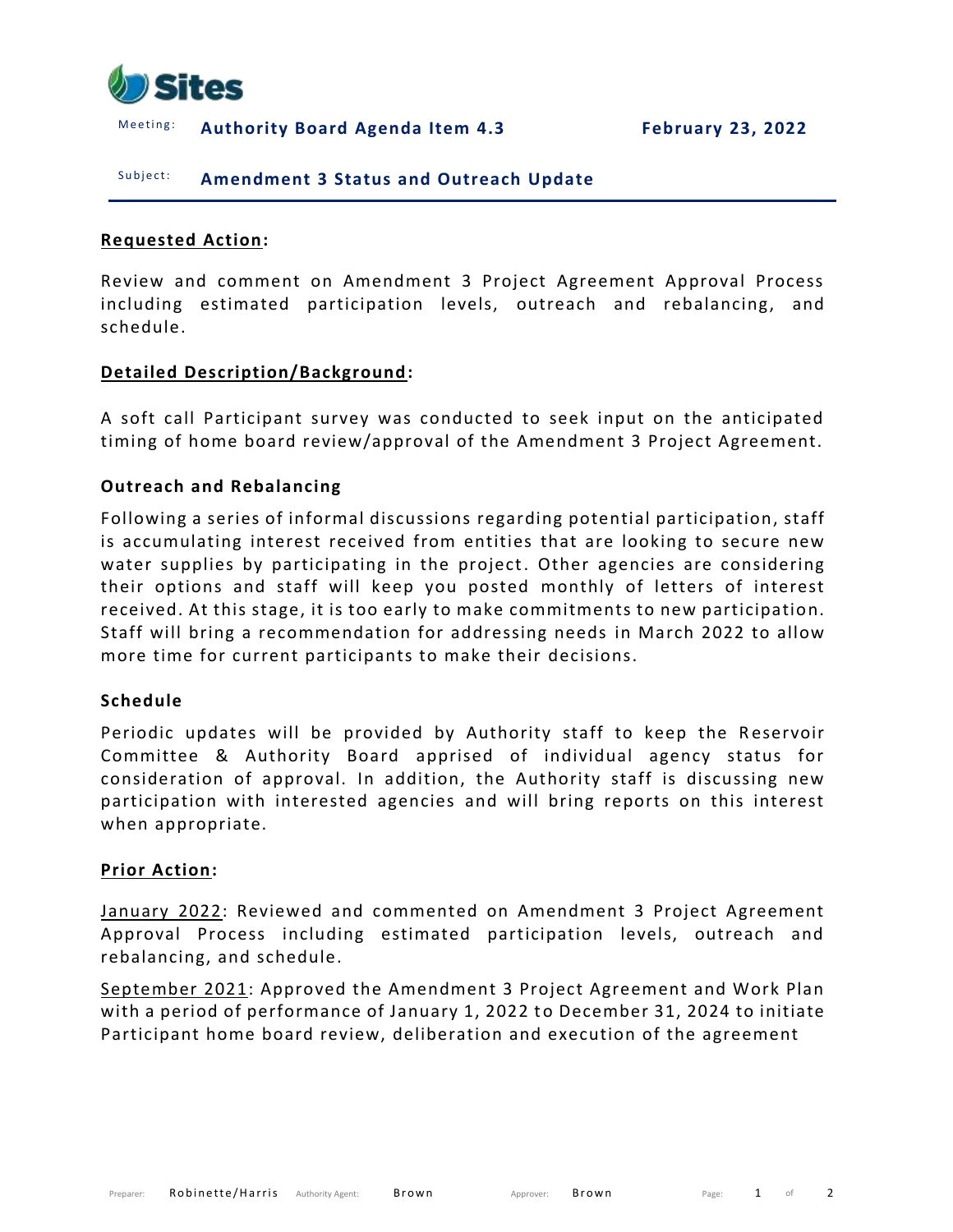Meeting: **Authority Board Agenda Item 4.3** **February 23, 2022**

Subject: **Amendment 3 Status and Outreach Update**

## Requested Action:

Review and comment on Amendment 3 Project Agreement Approval Process including estimated participation levels, outreach and rebalancing, and schedule.

## Detailed Description/Background:

A soft call Participant survey was conducted to seek input on the anticipated timing of home board review/approval of the Amendment 3 Project Agreement.

### Outreach and Rebalancing

Following a series of informal discussions regarding potential participation, staff is accumulating interest received from entities that are looking to secure new water supplies by participating in the project. Other agencies are considering their options and staff will keep you posted monthly of letters of interest received. At this stage, it is too early to make commitments to new participation. Staff will bring a recommendation for addressing needs in March 2022 to allow more time for current participants to make their decisions.

### Schedule

Periodic updates will be provided by Authority staff to keep the Reservoir Committee & Authority Board apprised of individual agency status for consideration of approval. In addition, the Authority staff is discussing new participation with interested agencies and will bring reports on this interest when appropriate.

## Prior Action:

January 2022: Reviewed and commented on Amendment 3 Project Agreement Approval Process including estimated participation levels, outreach and rebalancing, and schedule.

September 2021: Approved the Amendment 3 Project Agreement and Work Plan with a period of performance of January 1, 2022 to December 31, 2024 to initiate Participant home board review, deliberation and execution of the agreement

Preparer: Robinette/Harris Authority Agent: Brown Approver: Brown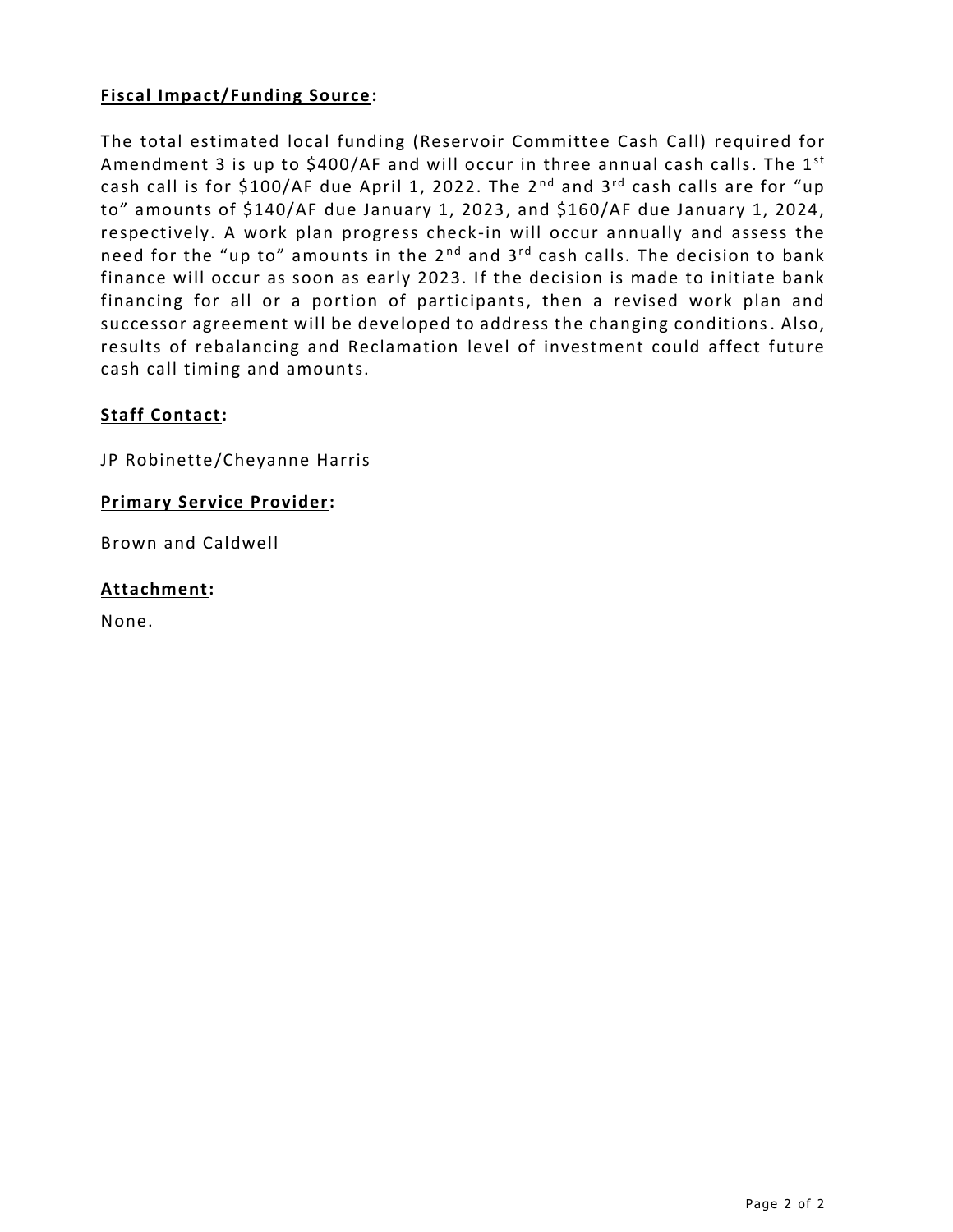**Fiscal Impact/Funding Source:**

The total estimated local funding (Reservoir Committee Cash Call) required for Amendment 3 is up to \$400/AF and will occur in three annual cash calls. The 1st cash call is for \$100/AF due April 1, 2022. The 2nd and 3rd cash calls are for "up to" amounts of \$140/AF due January 1, 2023, and \$160/AF due January 1, 2024, respectively. A work plan progress check-in will occur annually and assess the need for the "up to" amounts in the 2nd and 3rd cash calls. The decision to bank finance will occur as soon as early 2023. If the decision is made to initiate bank financing for all or a portion of participants, then a revised work plan and successor agreement will be developed to address the changing conditions. Also, results of rebalancing and Reclamation level of investment could affect future cash call timing and amounts.

**Staff Contact:**

JP Robinette/Cheyanne Harris

**Primary Service Provider:**

Brown and Caldwell

**Attachment:**

None.